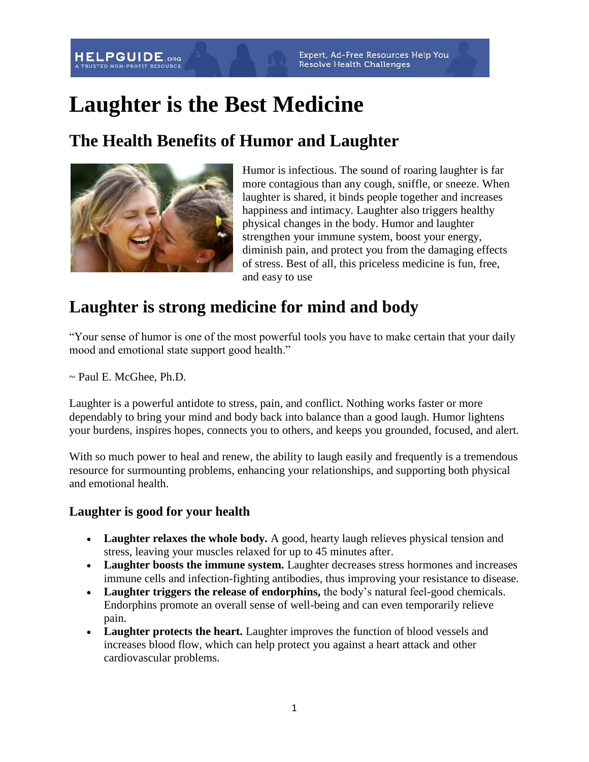# Laughter is the Best Medicine

## The Health Benefits of Humor and Laughter

Humor is infectious. The sound of roaring laughter is far more contagious than any cough, sniffle, or sneeze. When laughter is shared, it binds people together and increases happiness and intimacy. Laughter also triggers healthy physical changes in the body. Humor and laughter strengthen your immune system, boost your energy, diminish pain, and protect you from the damaging effects of stress. Best of all, this priceless medicine is fun, free, and easy to use

## Laughter is strong medicine for mind and body

"Your sense of humor is one of the most powerful tools you have to make certain that your daily mood and emotional state support good health."

~ Paul E. McGhee, Ph.D.

Laughter is a powerful antidote to stress, pain, and conflict. Nothing works faster or more dependably to bring your mind and body back into balance than a good laugh. Humor lightens your burdens, inspires hopes, connects you to others, and keeps you grounded, focused, and alert.

With so much power to heal and renew, the ability to laugh easily and frequently is a tremendous resource for surmounting problems, enhancing your relationships, and supporting both physical and emotional health.

### Laughter is good for your health

- **Laughter relaxes the whole body.** A good, hearty laugh relieves physical tension and stress, leaving your muscles relaxed for up to 45 minutes after.
- **Laughter boosts the immune system.** Laughter decreases stress hormones and increases immune cells and infection-fighting antibodies, thus improving your resistance to disease.
- **Laughter triggers the release of endorphins,** the body's natural feel-good chemicals. Endorphins promote an overall sense of well-being and can even temporarily relieve pain.
- **Laughter protects the heart.** Laughter improves the function of blood vessels and increases blood flow, which can help protect you against a heart attack and other cardiovascular problems.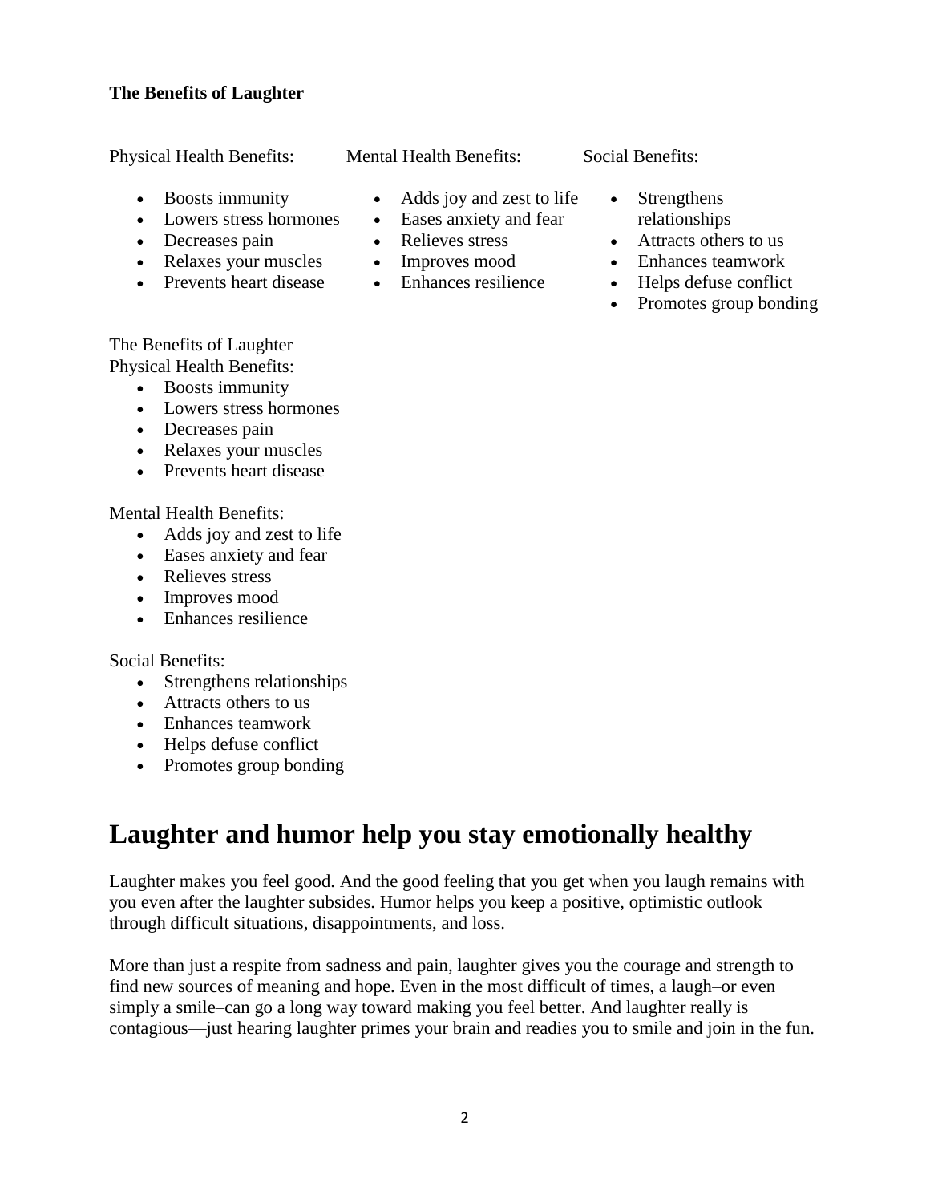**The Benefits of Laughter**

Physical Health Benefits:

- Boosts immunity
- Lowers stress hormones
- Decreases pain
- Relaxes your muscles
- Prevents heart disease

Mental Health Benefits:

- Adds joy and zest to life
- Eases anxiety and fear
- Relieves stress
- Improves mood
- Enhances resilience

Social Benefits:

- Strengthens relationships
- Attracts others to us
- Enhances teamwork
- Helps defuse conflict
- Promotes group bonding

The Benefits of Laughter
Physical Health Benefits:

- Boosts immunity
- Lowers stress hormones
- Decreases pain
- Relaxes your muscles
- Prevents heart disease

Mental Health Benefits:

- Adds joy and zest to life
- Eases anxiety and fear
- Relieves stress
- Improves mood
- Enhances resilience

Social Benefits:

- Strengthens relationships
- Attracts others to us
- Enhances teamwork
- Helps defuse conflict
- Promotes group bonding

# Laughter and humor help you stay emotionally healthy

Laughter makes you feel good. And the good feeling that you get when you laugh remains with you even after the laughter subsides. Humor helps you keep a positive, optimistic outlook through difficult situations, disappointments, and loss.

More than just a respite from sadness and pain, laughter gives you the courage and strength to find new sources of meaning and hope. Even in the most difficult of times, a laugh–or even simply a smile–can go a long way toward making you feel better. And laughter really is contagious—just hearing laughter primes your brain and readies you to smile and join in the fun.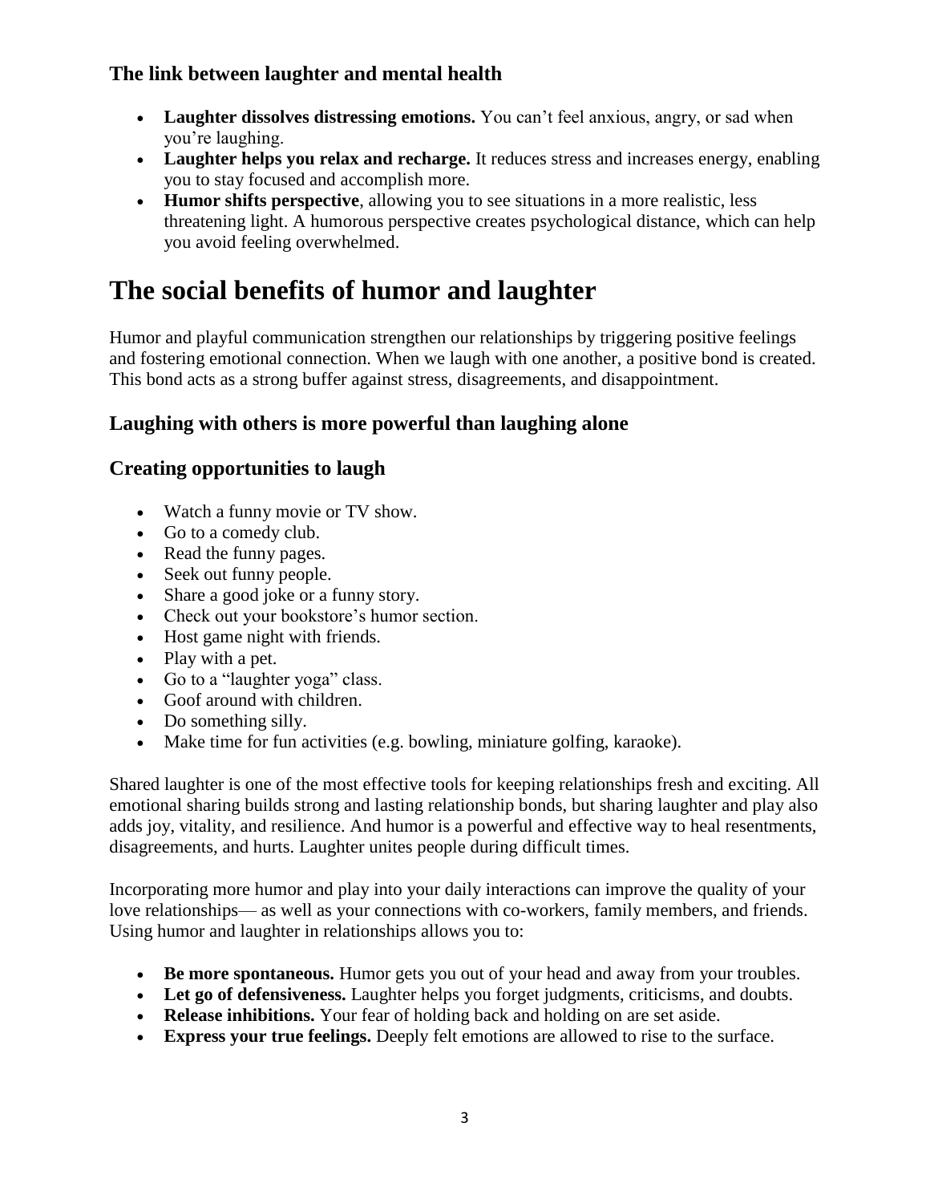### The link between laughter and mental health

- **Laughter dissolves distressing emotions.** You can't feel anxious, angry, or sad when you're laughing.
- **Laughter helps you relax and recharge.** It reduces stress and increases energy, enabling you to stay focused and accomplish more.
- **Humor shifts perspective**, allowing you to see situations in a more realistic, less threatening light. A humorous perspective creates psychological distance, which can help you avoid feeling overwhelmed.

## The social benefits of humor and laughter

Humor and playful communication strengthen our relationships by triggering positive feelings and fostering emotional connection. When we laugh with one another, a positive bond is created. This bond acts as a strong buffer against stress, disagreements, and disappointment.

### Laughing with others is more powerful than laughing alone

### Creating opportunities to laugh

- Watch a funny movie or TV show.
- Go to a comedy club.
- Read the funny pages.
- Seek out funny people.
- Share a good joke or a funny story.
- Check out your bookstore's humor section.
- Host game night with friends.
- Play with a pet.
- Go to a "laughter yoga" class.
- Goof around with children.
- Do something silly.
- Make time for fun activities (e.g. bowling, miniature golfing, karaoke).

Shared laughter is one of the most effective tools for keeping relationships fresh and exciting. All emotional sharing builds strong and lasting relationship bonds, but sharing laughter and play also adds joy, vitality, and resilience. And humor is a powerful and effective way to heal resentments, disagreements, and hurts. Laughter unites people during difficult times.

Incorporating more humor and play into your daily interactions can improve the quality of your love relationships— as well as your connections with co-workers, family members, and friends. Using humor and laughter in relationships allows you to:

- **Be more spontaneous.** Humor gets you out of your head and away from your troubles.
- **Let go of defensiveness.** Laughter helps you forget judgments, criticisms, and doubts.
- **Release inhibitions.** Your fear of holding back and holding on are set aside.
- **Express your true feelings.** Deeply felt emotions are allowed to rise to the surface.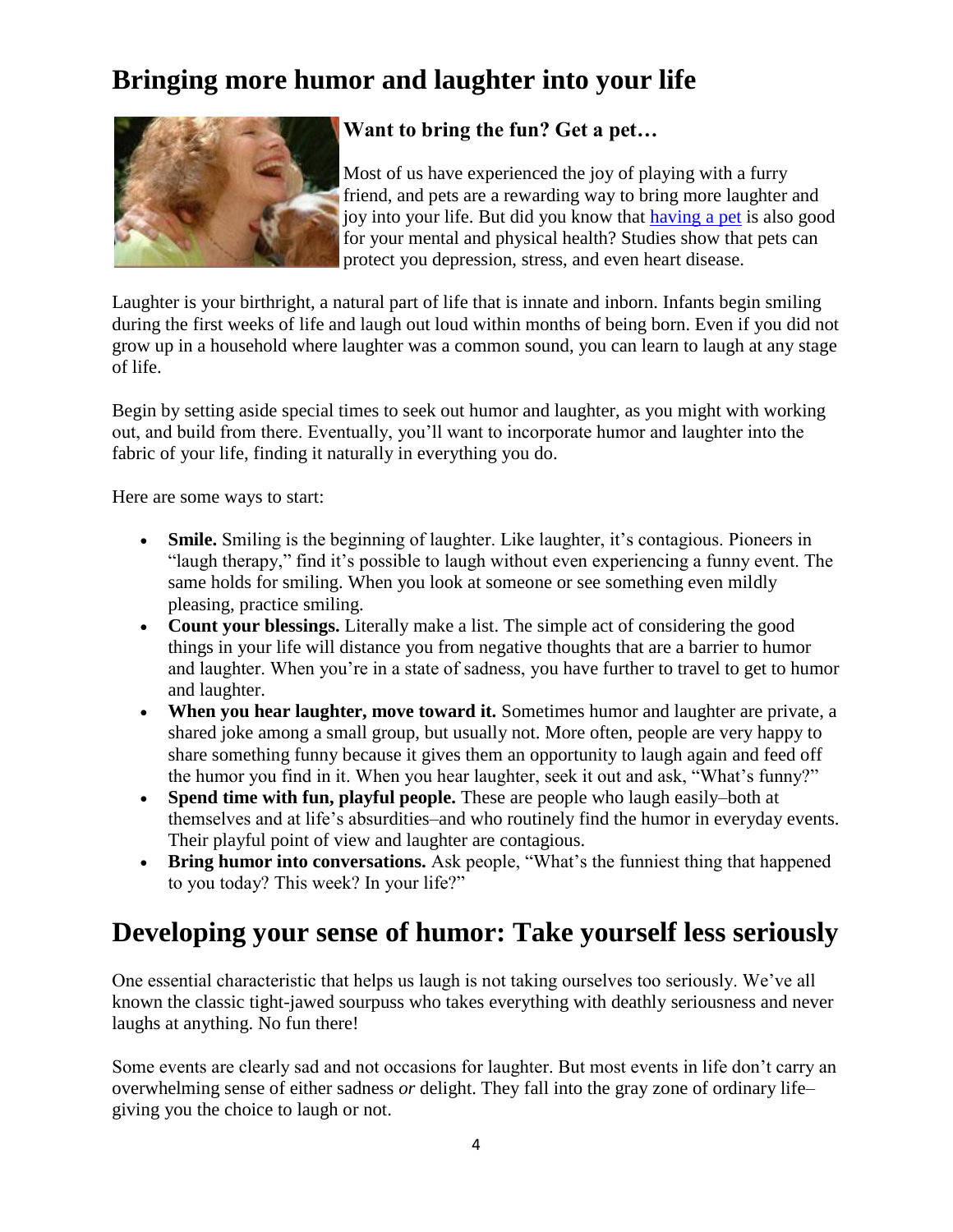## Bringing more humor and laughter into your life

### Want to bring the fun? Get a pet…

Most of us have experienced the joy of playing with a furry friend, and pets are a rewarding way to bring more laughter and joy into your life. But did you know that having a pet is also good for your mental and physical health? Studies show that pets can protect you depression, stress, and even heart disease.

Laughter is your birthright, a natural part of life that is innate and inborn. Infants begin smiling during the first weeks of life and laugh out loud within months of being born. Even if you did not grow up in a household where laughter was a common sound, you can learn to laugh at any stage of life.

Begin by setting aside special times to seek out humor and laughter, as you might with working out, and build from there. Eventually, you'll want to incorporate humor and laughter into the fabric of your life, finding it naturally in everything you do.

Here are some ways to start:

- **Smile.** Smiling is the beginning of laughter. Like laughter, it's contagious. Pioneers in "laugh therapy," find it's possible to laugh without even experiencing a funny event. The same holds for smiling. When you look at someone or see something even mildly pleasing, practice smiling.
- **Count your blessings.** Literally make a list. The simple act of considering the good things in your life will distance you from negative thoughts that are a barrier to humor and laughter. When you're in a state of sadness, you have further to travel to get to humor and laughter.
- **When you hear laughter, move toward it.** Sometimes humor and laughter are private, a shared joke among a small group, but usually not. More often, people are very happy to share something funny because it gives them an opportunity to laugh again and feed off the humor you find in it. When you hear laughter, seek it out and ask, "What's funny?"
- **Spend time with fun, playful people.** These are people who laugh easily–both at themselves and at life's absurdities–and who routinely find the humor in everyday events. Their playful point of view and laughter are contagious.
- **Bring humor into conversations.** Ask people, "What's the funniest thing that happened to you today? This week? In your life?"

## Developing your sense of humor: Take yourself less seriously

One essential characteristic that helps us laugh is not taking ourselves too seriously. We've all known the classic tight-jawed sourpuss who takes everything with deathly seriousness and never laughs at anything. No fun there!

Some events are clearly sad and not occasions for laughter. But most events in life don't carry an overwhelming sense of either sadness *or* delight. They fall into the gray zone of ordinary life–giving you the choice to laugh or not.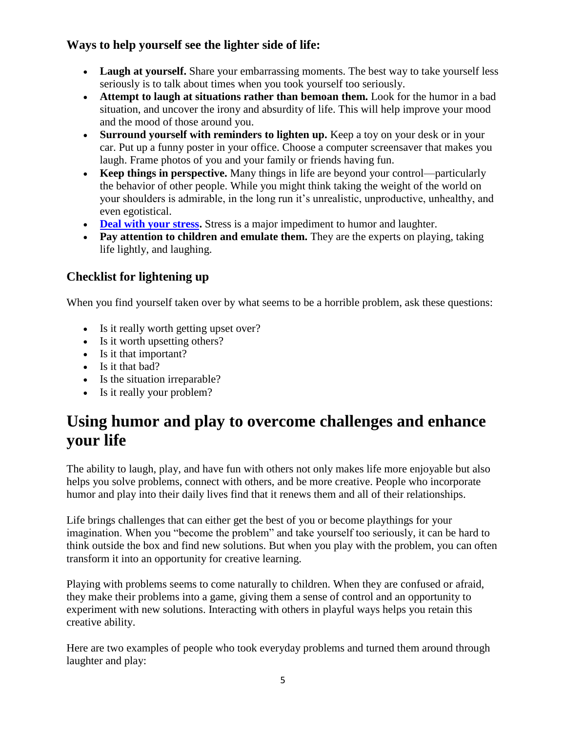### Ways to help yourself see the lighter side of life:

- **Laugh at yourself.** Share your embarrassing moments. The best way to take yourself less seriously is to talk about times when you took yourself too seriously.
- **Attempt to laugh at situations rather than bemoan them.** Look for the humor in a bad situation, and uncover the irony and absurdity of life. This will help improve your mood and the mood of those around you.
- **Surround yourself with reminders to lighten up.** Keep a toy on your desk or in your car. Put up a funny poster in your office. Choose a computer screensaver that makes you laugh. Frame photos of you and your family or friends having fun.
- **Keep things in perspective.** Many things in life are beyond your control—particularly the behavior of other people. While you might think taking the weight of the world on your shoulders is admirable, in the long run it's unrealistic, unproductive, unhealthy, and even egotistical.
- **Deal with your stress.** Stress is a major impediment to humor and laughter.
- **Pay attention to children and emulate them.** They are the experts on playing, taking life lightly, and laughing.

### Checklist for lightening up

When you find yourself taken over by what seems to be a horrible problem, ask these questions:

- Is it really worth getting upset over?
- Is it worth upsetting others?
- Is it that important?
- Is it that bad?
- Is the situation irreparable?
- Is it really your problem?

## Using humor and play to overcome challenges and enhance your life

The ability to laugh, play, and have fun with others not only makes life more enjoyable but also helps you solve problems, connect with others, and be more creative. People who incorporate humor and play into their daily lives find that it renews them and all of their relationships.

Life brings challenges that can either get the best of you or become playthings for your imagination. When you "become the problem" and take yourself too seriously, it can be hard to think outside the box and find new solutions. But when you play with the problem, you can often transform it into an opportunity for creative learning.

Playing with problems seems to come naturally to children. When they are confused or afraid, they make their problems into a game, giving them a sense of control and an opportunity to experiment with new solutions. Interacting with others in playful ways helps you retain this creative ability.

Here are two examples of people who took everyday problems and turned them around through laughter and play: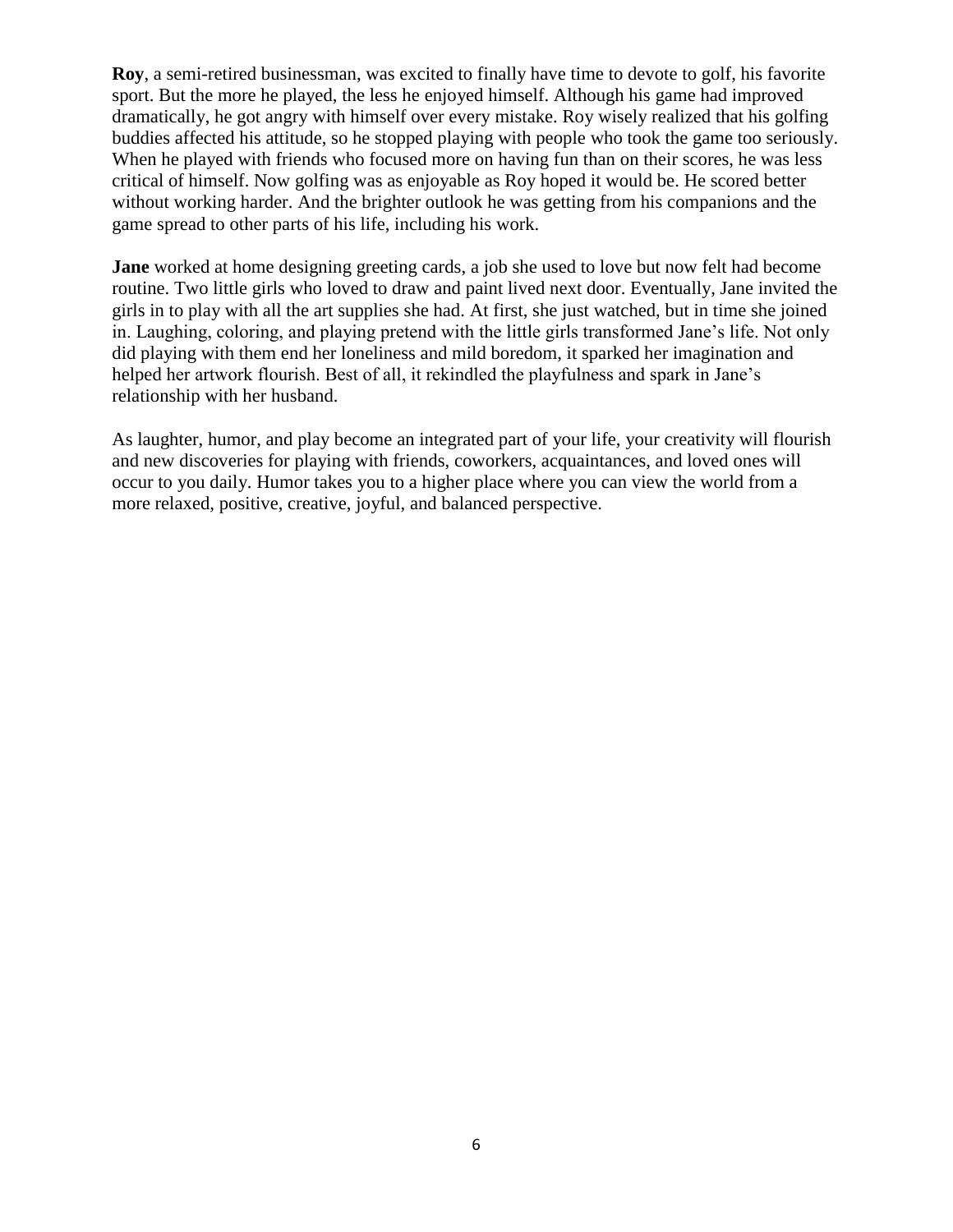**Roy**, a semi-retired businessman, was excited to finally have time to devote to golf, his favorite sport. But the more he played, the less he enjoyed himself. Although his game had improved dramatically, he got angry with himself over every mistake. Roy wisely realized that his golfing buddies affected his attitude, so he stopped playing with people who took the game too seriously. When he played with friends who focused more on having fun than on their scores, he was less critical of himself. Now golfing was as enjoyable as Roy hoped it would be. He scored better without working harder. And the brighter outlook he was getting from his companions and the game spread to other parts of his life, including his work.

**Jane** worked at home designing greeting cards, a job she used to love but now felt had become routine. Two little girls who loved to draw and paint lived next door. Eventually, Jane invited the girls in to play with all the art supplies she had. At first, she just watched, but in time she joined in. Laughing, coloring, and playing pretend with the little girls transformed Jane's life. Not only did playing with them end her loneliness and mild boredom, it sparked her imagination and helped her artwork flourish. Best of all, it rekindled the playfulness and spark in Jane's relationship with her husband.

As laughter, humor, and play become an integrated part of your life, your creativity will flourish and new discoveries for playing with friends, coworkers, acquaintances, and loved ones will occur to you daily. Humor takes you to a higher place where you can view the world from a more relaxed, positive, creative, joyful, and balanced perspective.